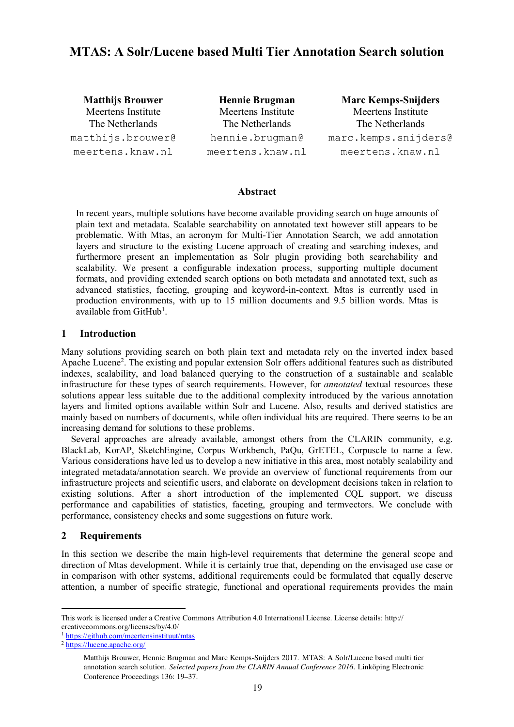# MTAS: A Solr/Lucene based Multi Tier Annotation Search solution

**Matthijs Brouwer**
Meertens Institute
The Netherlands
matthijs.brouwer@meertens.knaw.nl

**Hennie Brugman**
Meertens Institute
The Netherlands
hennie.brugman@meertens.knaw.nl

**Marc Kemps-Snijders**
Meertens Institute
The Netherlands
marc.kemps.snijders@meertens.knaw.nl

### Abstract

In recent years, multiple solutions have become available providing search on huge amounts of plain text and metadata. Scalable searchability on annotated text however still appears to be problematic. With Mtas, an acronym for Multi-Tier Annotation Search, we add annotation layers and structure to the existing Lucene approach of creating and searching indexes, and furthermore present an implementation as Solr plugin providing both searchability and scalability. We present a configurable indexation process, supporting multiple document formats, and providing extended search options on both metadata and annotated text, such as advanced statistics, faceting, grouping and keyword-in-context. Mtas is currently used in production environments, with up to 15 million documents and 9.5 billion words. Mtas is available from GitHub[1].

## 1 Introduction

Many solutions providing search on both plain text and metadata rely on the inverted index based Apache Lucene[2]. The existing and popular extension Solr offers additional features such as distributed indexes, scalability, and load balanced querying to the construction of a sustainable and scalable infrastructure for these types of search requirements. However, for *annotated* textual resources these solutions appear less suitable due to the additional complexity introduced by the various annotation layers and limited options available within Solr and Lucene. Also, results and derived statistics are mainly based on numbers of documents, while often individual hits are required. There seems to be an increasing demand for solutions to these problems.

Several approaches are already available, amongst others from the CLARIN community, e.g. BlackLab, KorAP, SketchEngine, Corpus Workbench, PaQu, GrETEL, Corpuscle to name a few. Various considerations have led us to develop a new initiative in this area, most notably scalability and integrated metadata/annotation search. We provide an overview of functional requirements from our infrastructure projects and scientific users, and elaborate on development decisions taken in relation to existing solutions. After a short introduction of the implemented CQL support, we discuss performance and capabilities of statistics, faceting, grouping and termvectors. We conclude with performance, consistency checks and some suggestions on future work.

## 2 Requirements

In this section we describe the main high-level requirements that determine the general scope and direction of Mtas development. While it is certainly true that, depending on the envisaged use case or in comparison with other systems, additional requirements could be formulated that equally deserve attention, a number of specific strategic, functional and operational requirements provides the main

---

This work is licensed under a Creative Commons Attribution 4.0 International License. License details: http://creativecommons.org/licenses/by/4.0/

[1] https://github.com/meertensinstituut/mtas

[2] https://lucene.apache.org/

Matthijs Brouwer, Hennie Brugman and Marc Kemps-Snijders 2017. MTAS: A Solr/Lucene based multi tier annotation search solution. *Selected papers from the CLARIN Annual Conference 2016*. Linköping Electronic Conference Proceedings 136: 19–37.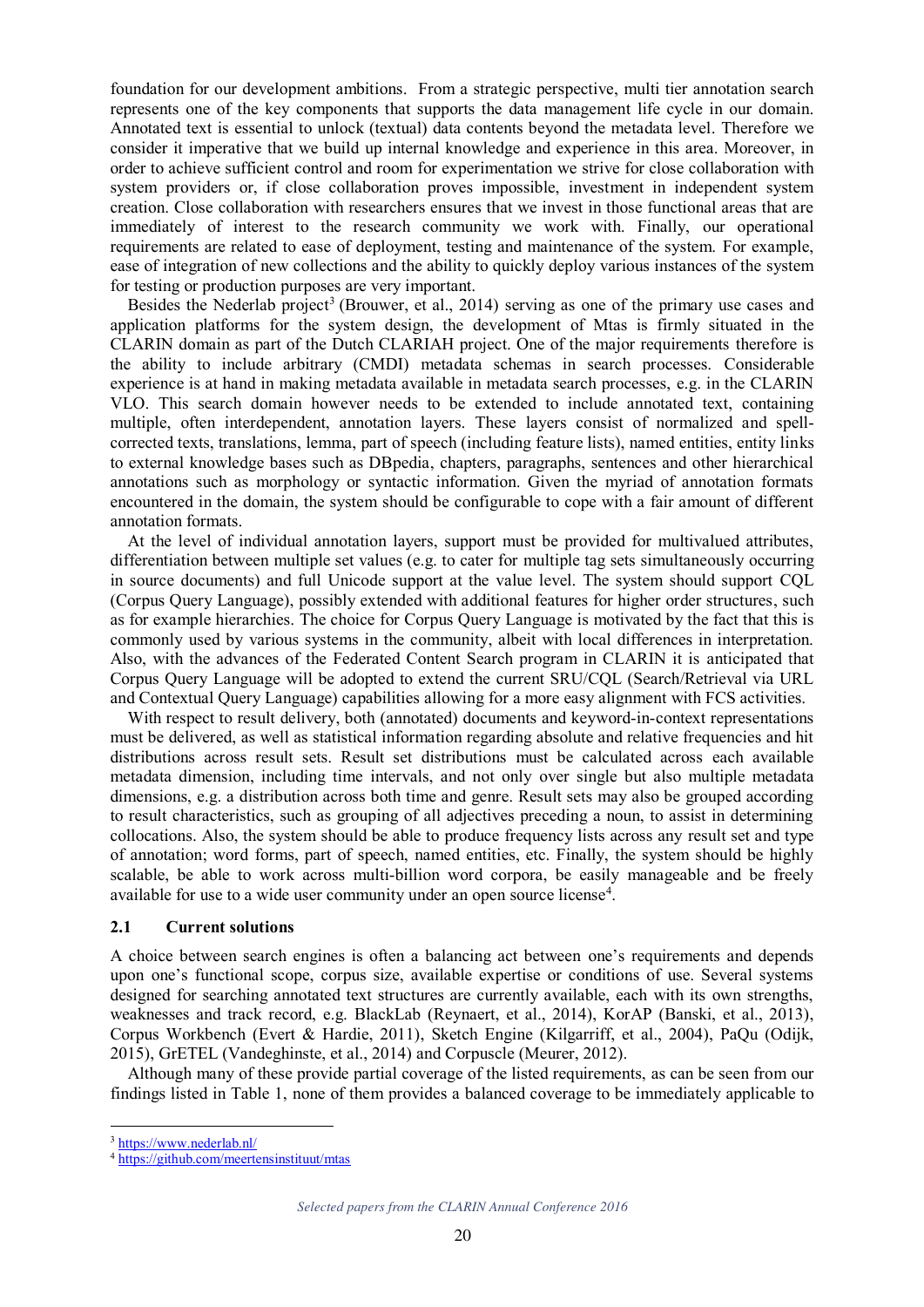foundation for our development ambitions. From a strategic perspective, multi tier annotation search represents one of the key components that supports the data management life cycle in our domain. Annotated text is essential to unlock (textual) data contents beyond the metadata level. Therefore we consider it imperative that we build up internal knowledge and experience in this area. Moreover, in order to achieve sufficient control and room for experimentation we strive for close collaboration with system providers or, if close collaboration proves impossible, investment in independent system creation. Close collaboration with researchers ensures that we invest in those functional areas that are immediately of interest to the research community we work with. Finally, our operational requirements are related to ease of deployment, testing and maintenance of the system. For example, ease of integration of new collections and the ability to quickly deploy various instances of the system for testing or production purposes are very important.

Besides the Nederlab project[3] (Brouwer, et al., 2014) serving as one of the primary use cases and application platforms for the system design, the development of Mtas is firmly situated in the CLARIN domain as part of the Dutch CLARIAH project. One of the major requirements therefore is the ability to include arbitrary (CMDI) metadata schemas in search processes. Considerable experience is at hand in making metadata available in metadata search processes, e.g. in the CLARIN VLO. This search domain however needs to be extended to include annotated text, containing multiple, often interdependent, annotation layers. These layers consist of normalized and spell-corrected texts, translations, lemma, part of speech (including feature lists), named entities, entity links to external knowledge bases such as DBpedia, chapters, paragraphs, sentences and other hierarchical annotations such as morphology or syntactic information. Given the myriad of annotation formats encountered in the domain, the system should be configurable to cope with a fair amount of different annotation formats.

At the level of individual annotation layers, support must be provided for multivalued attributes, differentiation between multiple set values (e.g. to cater for multiple tag sets simultaneously occurring in source documents) and full Unicode support at the value level. The system should support CQL (Corpus Query Language), possibly extended with additional features for higher order structures, such as for example hierarchies. The choice for Corpus Query Language is motivated by the fact that this is commonly used by various systems in the community, albeit with local differences in interpretation. Also, with the advances of the Federated Content Search program in CLARIN it is anticipated that Corpus Query Language will be adopted to extend the current SRU/CQL (Search/Retrieval via URL and Contextual Query Language) capabilities allowing for a more easy alignment with FCS activities.

With respect to result delivery, both (annotated) documents and keyword-in-context representations must be delivered, as well as statistical information regarding absolute and relative frequencies and hit distributions across result sets. Result set distributions must be calculated across each available metadata dimension, including time intervals, and not only over single but also multiple metadata dimensions, e.g. a distribution across both time and genre. Result sets may also be grouped according to result characteristics, such as grouping of all adjectives preceding a noun, to assist in determining collocations. Also, the system should be able to produce frequency lists across any result set and type of annotation; word forms, part of speech, named entities, etc. Finally, the system should be highly scalable, be able to work across multi-billion word corpora, be easily manageable and be freely available for use to a wide user community under an open source license[4].

## 2.1 Current solutions

A choice between search engines is often a balancing act between one's requirements and depends upon one's functional scope, corpus size, available expertise or conditions of use. Several systems designed for searching annotated text structures are currently available, each with its own strengths, weaknesses and track record, e.g. BlackLab (Reynaert, et al., 2014), KorAP (Banski, et al., 2013), Corpus Workbench (Evert & Hardie, 2011), Sketch Engine (Kilgarriff, et al., 2004), PaQu (Odijk, 2015), GrETEL (Vandeghinste, et al., 2014) and Corpuscle (Meurer, 2012).

Although many of these provide partial coverage of the listed requirements, as can be seen from our findings listed in Table 1, none of them provides a balanced coverage to be immediately applicable to

---

[3] https://www.nederlab.nl/

[4] https://github.com/meertensinstituut/mtas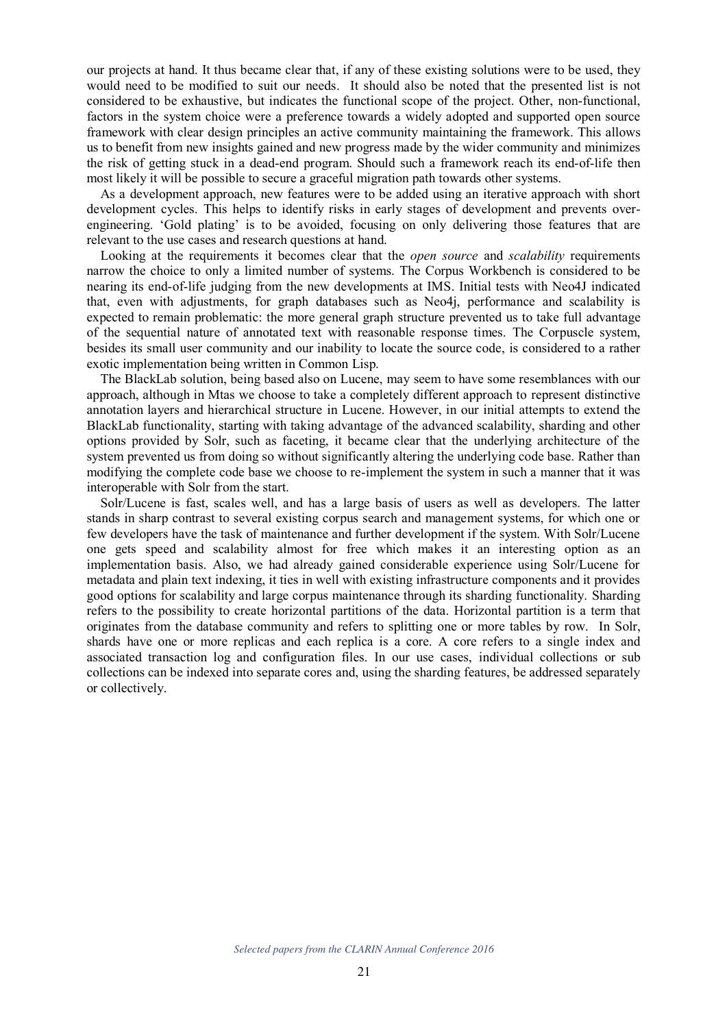our projects at hand. It thus became clear that, if any of these existing solutions were to be used, they would need to be modified to suit our needs. It should also be noted that the presented list is not considered to be exhaustive, but indicates the functional scope of the project. Other, non-functional, factors in the system choice were a preference towards a widely adopted and supported open source framework with clear design principles an active community maintaining the framework. This allows us to benefit from new insights gained and new progress made by the wider community and minimizes the risk of getting stuck in a dead-end program. Should such a framework reach its end-of-life then most likely it will be possible to secure a graceful migration path towards other systems.

As a development approach, new features were to be added using an iterative approach with short development cycles. This helps to identify risks in early stages of development and prevents over-engineering. 'Gold plating' is to be avoided, focusing on only delivering those features that are relevant to the use cases and research questions at hand.

Looking at the requirements it becomes clear that the *open source* and *scalability* requirements narrow the choice to only a limited number of systems. The Corpus Workbench is considered to be nearing its end-of-life judging from the new developments at IMS. Initial tests with Neo4J indicated that, even with adjustments, for graph databases such as Neo4j, performance and scalability is expected to remain problematic: the more general graph structure prevented us to take full advantage of the sequential nature of annotated text with reasonable response times. The Corpuscle system, besides its small user community and our inability to locate the source code, is considered to a rather exotic implementation being written in Common Lisp.

The BlackLab solution, being based also on Lucene, may seem to have some resemblances with our approach, although in Mtas we choose to take a completely different approach to represent distinctive annotation layers and hierarchical structure in Lucene. However, in our initial attempts to extend the BlackLab functionality, starting with taking advantage of the advanced scalability, sharding and other options provided by Solr, such as faceting, it became clear that the underlying architecture of the system prevented us from doing so without significantly altering the underlying code base. Rather than modifying the complete code base we choose to re-implement the system in such a manner that it was interoperable with Solr from the start.

Solr/Lucene is fast, scales well, and has a large basis of users as well as developers. The latter stands in sharp contrast to several existing corpus search and management systems, for which one or few developers have the task of maintenance and further development if the system. With Solr/Lucene one gets speed and scalability almost for free which makes it an interesting option as an implementation basis. Also, we had already gained considerable experience using Solr/Lucene for metadata and plain text indexing, it ties in well with existing infrastructure components and it provides good options for scalability and large corpus maintenance through its sharding functionality. Sharding refers to the possibility to create horizontal partitions of the data. Horizontal partition is a term that originates from the database community and refers to splitting one or more tables by row. In Solr, shards have one or more replicas and each replica is a core. A core refers to a single index and associated transaction log and configuration files. In our use cases, individual collections or sub collections can be indexed into separate cores and, using the sharding features, be addressed separately or collectively.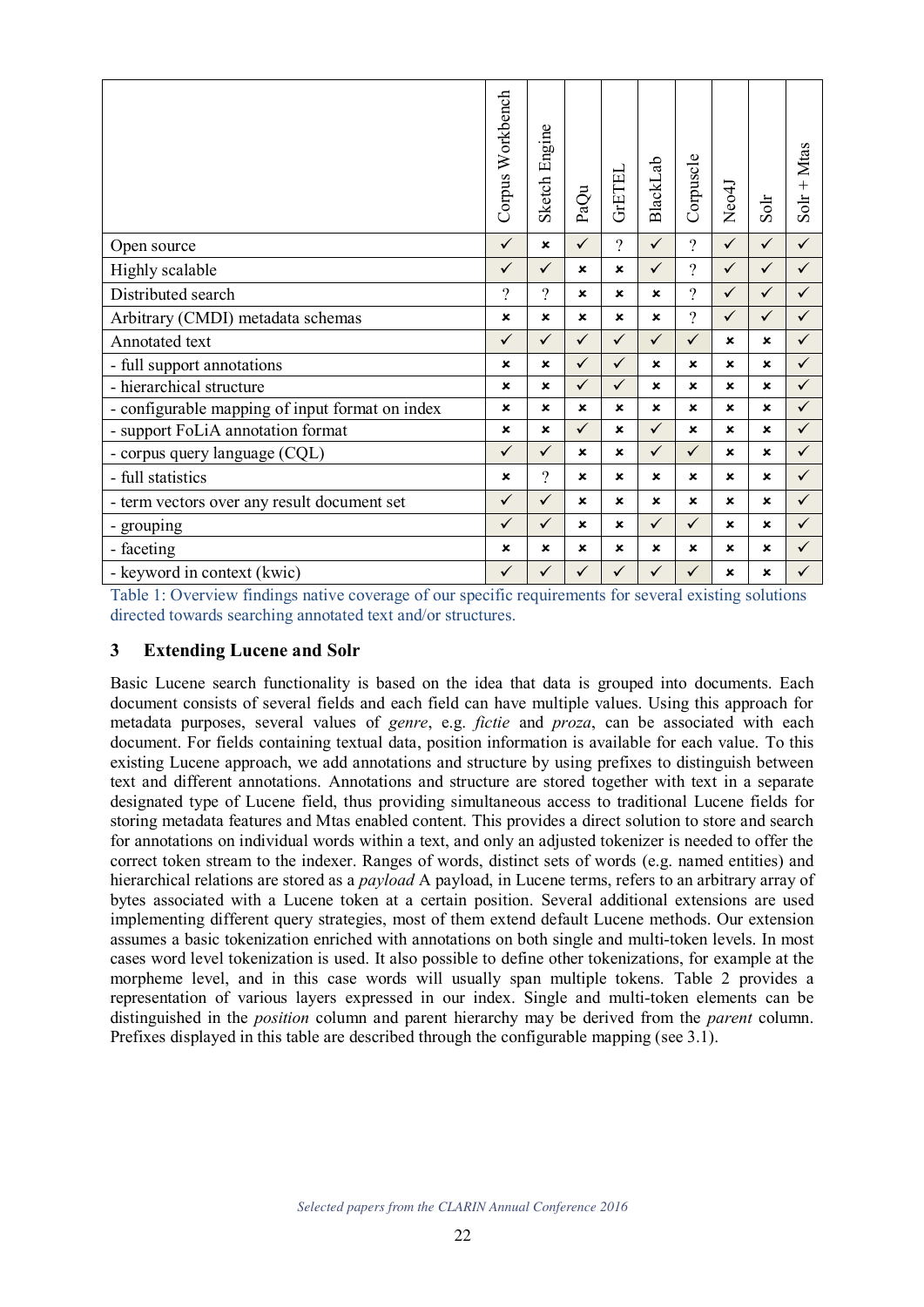| | Corpus Workbench | Sketch Engine | PaQu | GrETEL | BlackLab | Corpuscle | Neo4J | Solr | Solr + Mtas |
|---|---|---|---|---|---|---|---|---|---|
| Open source | ✓ | × | ✓ | ? | ✓ | ? | ✓ | ✓ | ✓ |
| Highly scalable | ✓ | ✓ | × | × | ✓ | ? | ✓ | ✓ | ✓ |
| Distributed search | ? | ? | × | × | × | ? | ✓ | ✓ | ✓ |
| Arbitrary (CMDI) metadata schemas | × | × | × | × | × | ? | ✓ | ✓ | ✓ |
| Annotated text | ✓ | ✓ | ✓ | ✓ | ✓ | ✓ | × | × | ✓ |
| - full support annotations | × | × | ✓ | ✓ | × | × | × | × | ✓ |
| - hierarchical structure | × | × | ✓ | ✓ | × | × | × | × | ✓ |
| - configurable mapping of input format on index | × | × | × | × | × | × | × | × | ✓ |
| - support FoLiA annotation format | × | × | ✓ | × | ✓ | × | × | × | ✓ |
| - corpus query language (CQL) | ✓ | ✓ | × | × | ✓ | ✓ | × | × | ✓ |
| - full statistics | × | ? | × | × | × | × | × | × | ✓ |
| - term vectors over any result document set | ✓ | ✓ | × | × | × | × | × | × | ✓ |
| - grouping | ✓ | ✓ | × | × | ✓ | ✓ | × | × | ✓ |
| - faceting | × | × | × | × | × | × | × | × | ✓ |
| - keyword in context (kwic) | ✓ | ✓ | ✓ | ✓ | ✓ | ✓ | × | × | ✓ |

Table 1: Overview findings native coverage of our specific requirements for several existing solutions directed towards searching annotated text and/or structures.

## 3 Extending Lucene and Solr

Basic Lucene search functionality is based on the idea that data is grouped into documents. Each document consists of several fields and each field can have multiple values. Using this approach for metadata purposes, several values of *genre*, e.g. *fictie* and *proza*, can be associated with each document. For fields containing textual data, position information is available for each value. To this existing Lucene approach, we add annotations and structure by using prefixes to distinguish between text and different annotations. Annotations and structure are stored together with text in a separate designated type of Lucene field, thus providing simultaneous access to traditional Lucene fields for storing metadata features and Mtas enabled content. This provides a direct solution to store and search for annotations on individual words within a text, and only an adjusted tokenizer is needed to offer the correct token stream to the indexer. Ranges of words, distinct sets of words (e.g. named entities) and hierarchical relations are stored as a *payload* A payload, in Lucene terms, refers to an arbitrary array of bytes associated with a Lucene token at a certain position. Several additional extensions are used implementing different query strategies, most of them extend default Lucene methods. Our extension assumes a basic tokenization enriched with annotations on both single and multi-token levels. In most cases word level tokenization is used. It also possible to define other tokenizations, for example at the morpheme level, and in this case words will usually span multiple tokens. Table 2 provides a representation of various layers expressed in our index. Single and multi-token elements can be distinguished in the *position* column and parent hierarchy may be derived from the *parent* column. Prefixes displayed in this table are described through the configurable mapping (see 3.1).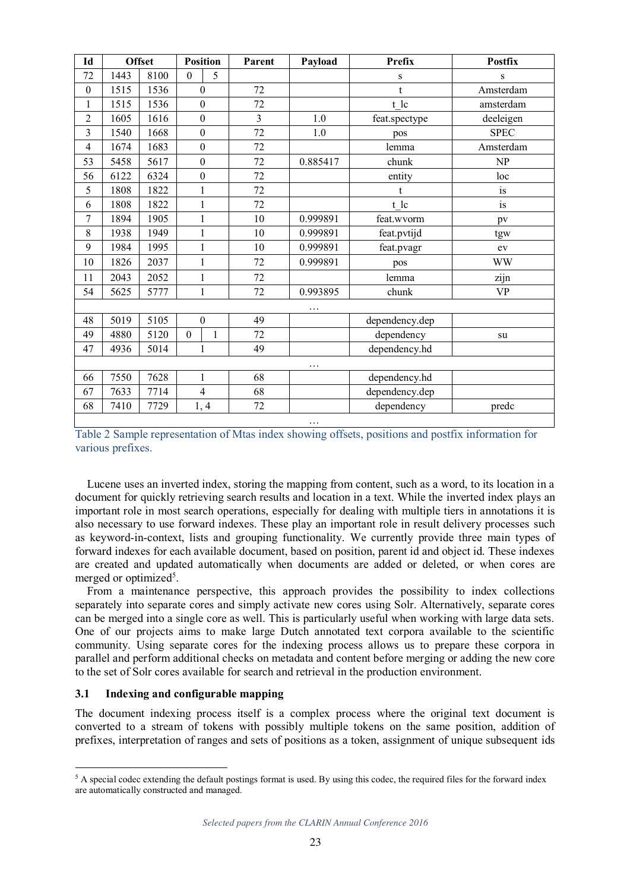| Id | Offset | | Position | | Parent | Payload | Prefix | Postfix |
|---|---|---|---|---|---|---|---|---|
| 72 | 1443 | 8100 | 0 | 5 | | | s | s |
| 0 | 1515 | 1536 | 0 | | 72 | | t | Amsterdam |
| 1 | 1515 | 1536 | 0 | | 72 | | t_lc | amsterdam |
| 2 | 1605 | 1616 | 0 | | 3 | 1.0 | feat.spectype | deeleigen |
| 3 | 1540 | 1668 | 0 | | 72 | 1.0 | pos | SPEC |
| 4 | 1674 | 1683 | 0 | | 72 | | lemma | Amsterdam |
| 53 | 5458 | 5617 | 0 | | 72 | 0.885417 | chunk | NP |
| 56 | 6122 | 6324 | 0 | | 72 | | entity | loc |
| 5 | 1808 | 1822 | 1 | | 72 | | t | is |
| 6 | 1808 | 1822 | 1 | | 72 | | t_lc | is |
| 7 | 1894 | 1905 | 1 | | 10 | 0.999891 | feat.wvorm | pv |
| 8 | 1938 | 1949 | 1 | | 10 | 0.999891 | feat.pvtijd | tgw |
| 9 | 1984 | 1995 | 1 | | 10 | 0.999891 | feat.pvagr | ev |
| 10 | 1826 | 2037 | 1 | | 72 | 0.999891 | pos | WW |
| 11 | 2043 | 2052 | 1 | | 72 | | lemma | zijn |
| 54 | 5625 | 5777 | 1 | | 72 | 0.993895 | chunk | VP |
| … | | | | | | | | |
| 48 | 5019 | 5105 | 0 | | 49 | | dependency.dep | |
| 49 | 4880 | 5120 | 0 | 1 | 72 | | dependency | su |
| 47 | 4936 | 5014 | 1 | | 49 | | dependency.hd | |
| … | | | | | | | | |
| 66 | 7550 | 7628 | 1 | | 68 | | dependency.hd | |
| 67 | 7633 | 7714 | 4 | | 68 | | dependency.dep | |
| 68 | 7410 | 7729 | 1, 4 | | 72 | | dependency | predc |
| … | | | | | | | | |

Table 2 Sample representation of Mtas index showing offsets, positions and postfix information for various prefixes.

Lucene uses an inverted index, storing the mapping from content, such as a word, to its location in a document for quickly retrieving search results and location in a text. While the inverted index plays an important role in most search operations, especially for dealing with multiple tiers in annotations it is also necessary to use forward indexes. These play an important role in result delivery processes such as keyword-in-context, lists and grouping functionality. We currently provide three main types of forward indexes for each available document, based on position, parent id and object id. These indexes are created and updated automatically when documents are added or deleted, or when cores are merged or optimized[5].

From a maintenance perspective, this approach provides the possibility to index collections separately into separate cores and simply activate new cores using Solr. Alternatively, separate cores can be merged into a single core as well. This is particularly useful when working with large data sets. One of our projects aims to make large Dutch annotated text corpora available to the scientific community. Using separate cores for the indexing process allows us to prepare these corpora in parallel and perform additional checks on metadata and content before merging or adding the new core to the set of Solr cores available for search and retrieval in the production environment.

### 3.1 Indexing and configurable mapping

The document indexing process itself is a complex process where the original text document is converted to a stream of tokens with possibly multiple tokens on the same position, addition of prefixes, interpretation of ranges and sets of positions as a token, assignment of unique subsequent ids

[5] A special codec extending the default postings format is used. By using this codec, the required files for the forward index are automatically constructed and managed.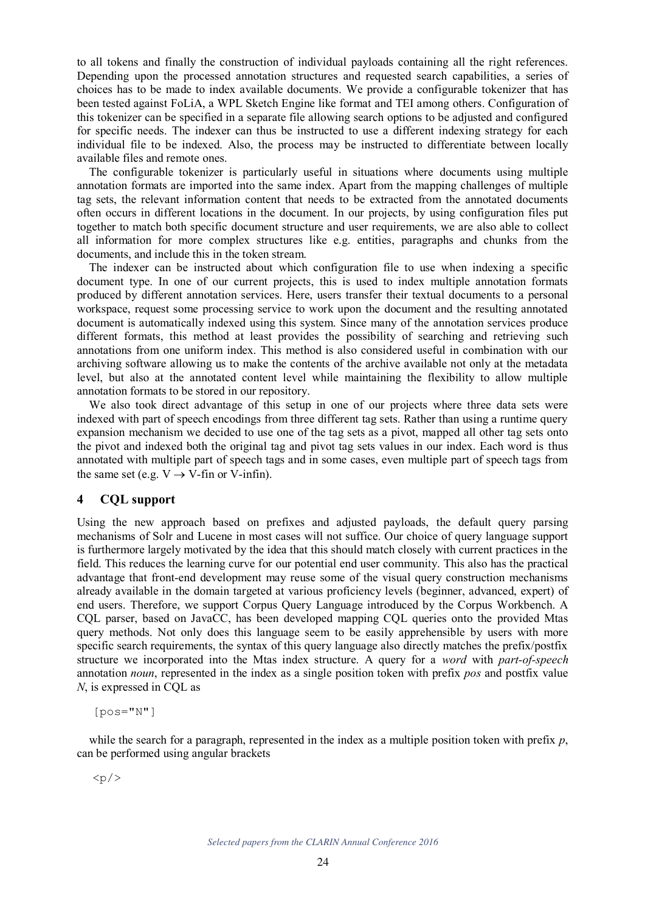to all tokens and finally the construction of individual payloads containing all the right references. Depending upon the processed annotation structures and requested search capabilities, a series of choices has to be made to index available documents. We provide a configurable tokenizer that has been tested against FoLiA, a WPL Sketch Engine like format and TEI among others. Configuration of this tokenizer can be specified in a separate file allowing search options to be adjusted and configured for specific needs. The indexer can thus be instructed to use a different indexing strategy for each individual file to be indexed. Also, the process may be instructed to differentiate between locally available files and remote ones.

The configurable tokenizer is particularly useful in situations where documents using multiple annotation formats are imported into the same index. Apart from the mapping challenges of multiple tag sets, the relevant information content that needs to be extracted from the annotated documents often occurs in different locations in the document. In our projects, by using configuration files put together to match both specific document structure and user requirements, we are also able to collect all information for more complex structures like e.g. entities, paragraphs and chunks from the documents, and include this in the token stream.

The indexer can be instructed about which configuration file to use when indexing a specific document type. In one of our current projects, this is used to index multiple annotation formats produced by different annotation services. Here, users transfer their textual documents to a personal workspace, request some processing service to work upon the document and the resulting annotated document is automatically indexed using this system. Since many of the annotation services produce different formats, this method at least provides the possibility of searching and retrieving such annotations from one uniform index. This method is also considered useful in combination with our archiving software allowing us to make the contents of the archive available not only at the metadata level, but also at the annotated content level while maintaining the flexibility to allow multiple annotation formats to be stored in our repository.

We also took direct advantage of this setup in one of our projects where three data sets were indexed with part of speech encodings from three different tag sets. Rather than using a runtime query expansion mechanism we decided to use one of the tag sets as a pivot, mapped all other tag sets onto the pivot and indexed both the original tag and pivot tag sets values in our index. Each word is thus annotated with multiple part of speech tags and in some cases, even multiple part of speech tags from the same set (e.g. V → V-fin or V-infin).

## 4 CQL support

Using the new approach based on prefixes and adjusted payloads, the default query parsing mechanisms of Solr and Lucene in most cases will not suffice. Our choice of query language support is furthermore largely motivated by the idea that this should match closely with current practices in the field. This reduces the learning curve for our potential end user community. This also has the practical advantage that front-end development may reuse some of the visual query construction mechanisms already available in the domain targeted at various proficiency levels (beginner, advanced, expert) of end users. Therefore, we support Corpus Query Language introduced by the Corpus Workbench. A CQL parser, based on JavaCC, has been developed mapping CQL queries onto the provided Mtas query methods. Not only does this language seem to be easily apprehensible by users with more specific search requirements, the syntax of this query language also directly matches the prefix/postfix structure we incorporated into the Mtas index structure. A query for a *word* with *part-of-speech* annotation *noun*, represented in the index as a single position token with prefix *pos* and postfix value *N*, is expressed in CQL as

```
[pos="N"]
```

while the search for a paragraph, represented in the index as a multiple position token with prefix *p*, can be performed using angular brackets

```
<p/>
```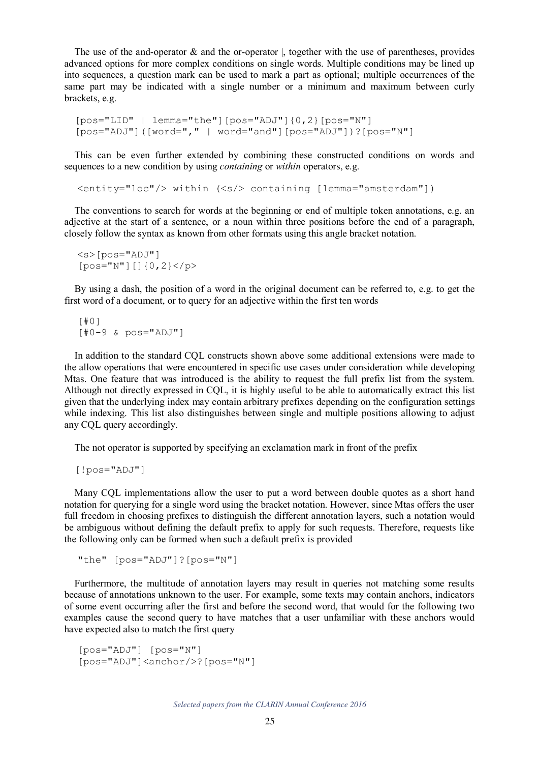The use of the and-operator & and the or-operator |, together with the use of parentheses, provides advanced options for more complex conditions on single words. Multiple conditions may be lined up into sequences, a question mark can be used to mark a part as optional; multiple occurrences of the same part may be indicated with a single number or a minimum and maximum between curly brackets, e.g.

```
[pos="LID" | lemma="the"][pos="ADJ"]{0,2}[pos="N"]
[pos="ADJ"]([word="," | word="and"][pos="ADJ"])?[pos="N"]
```

This can be even further extended by combining these constructed conditions on words and sequences to a new condition by using *containing* or *within* operators, e.g.

```
<entity="loc"/> within (<s/> containing [lemma="amsterdam"])
```

The conventions to search for words at the beginning or end of multiple token annotations, e.g. an adjective at the start of a sentence, or a noun within three positions before the end of a paragraph, closely follow the syntax as known from other formats using this angle bracket notation.

```
<s>[pos="ADJ"]
[pos="N"][]{0,2}</p>
```

By using a dash, the position of a word in the original document can be referred to, e.g. to get the first word of a document, or to query for an adjective within the first ten words

```
[#0]
[#0-9 & pos="ADJ"]
```

In addition to the standard CQL constructs shown above some additional extensions were made to the allow operations that were encountered in specific use cases under consideration while developing Mtas. One feature that was introduced is the ability to request the full prefix list from the system. Although not directly expressed in CQL, it is highly useful to be able to automatically extract this list given that the underlying index may contain arbitrary prefixes depending on the configuration settings while indexing. This list also distinguishes between single and multiple positions allowing to adjust any CQL query accordingly.

The not operator is supported by specifying an exclamation mark in front of the prefix

```
[!pos="ADJ"]
```

Many CQL implementations allow the user to put a word between double quotes as a short hand notation for querying for a single word using the bracket notation. However, since Mtas offers the user full freedom in choosing prefixes to distinguish the different annotation layers, such a notation would be ambiguous without defining the default prefix to apply for such requests. Therefore, requests like the following only can be formed when such a default prefix is provided

```
"the" [pos="ADJ"]?[pos="N"]
```

Furthermore, the multitude of annotation layers may result in queries not matching some results because of annotations unknown to the user. For example, some texts may contain anchors, indicators of some event occurring after the first and before the second word, that would for the following two examples cause the second query to have matches that a user unfamiliar with these anchors would have expected also to match the first query

```
[pos="ADJ"] [pos="N"]
[pos="ADJ"]<anchor/>?[pos="N"]
```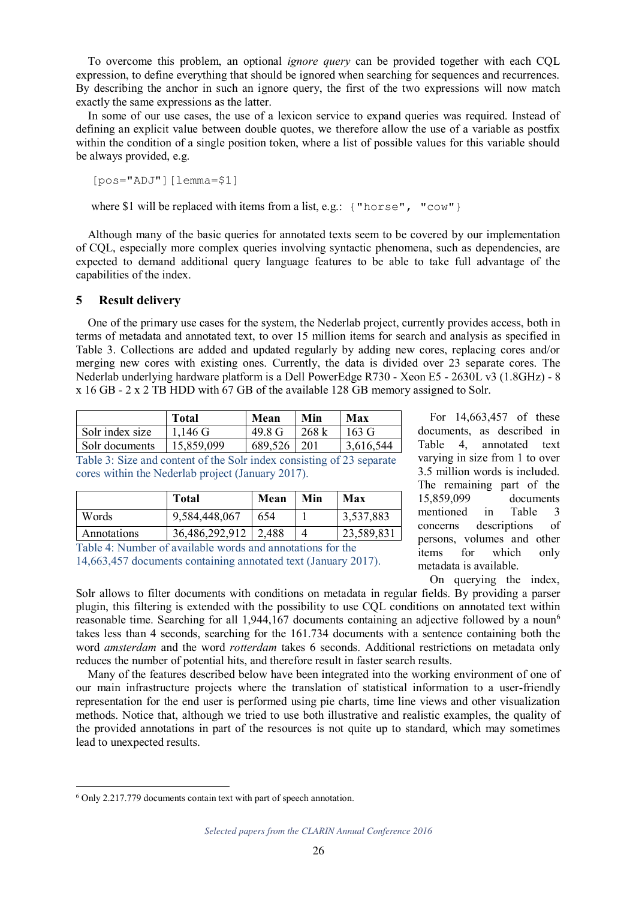To overcome this problem, an optional *ignore query* can be provided together with each CQL expression, to define everything that should be ignored when searching for sequences and recurrences. By describing the anchor in such an ignore query, the first of the two expressions will now match exactly the same expressions as the latter.

In some of our use cases, the use of a lexicon service to expand queries was required. Instead of defining an explicit value between double quotes, we therefore allow the use of a variable as postfix within the condition of a single position token, where a list of possible values for this variable should be always provided, e.g.

```
[pos="ADJ"][lemma=$1]
```

where $1 will be replaced with items from a list, e.g.: `{"horse", "cow"}`

Although many of the basic queries for annotated texts seem to be covered by our implementation of CQL, especially more complex queries involving syntactic phenomena, such as dependencies, are expected to demand additional query language features to be able to take full advantage of the capabilities of the index.

## 5 Result delivery

One of the primary use cases for the system, the Nederlab project, currently provides access, both in terms of metadata and annotated text, to over 15 million items for search and analysis as specified in Table 3. Collections are added and updated regularly by adding new cores, replacing cores and/or merging new cores with existing ones. Currently, the data is divided over 23 separate cores. The Nederlab underlying hardware platform is a Dell PowerEdge R730 - Xeon E5 - 2630L v3 (1.8GHz) - 8 x 16 GB - 2 x 2 TB HDD with 67 GB of the available 128 GB memory assigned to Solr.

| | Total | Mean | Min | Max |
|---|---|---|---|---|
| Solr index size | 1,146 G | 49.8 G | 268 k | 163 G |
| Solr documents | 15,859,099 | 689,526 | 201 | 3,616,544 |

Table 3: Size and content of the Solr index consisting of 23 separate cores within the Nederlab project (January 2017).

| | Total | Mean | Min | Max |
|---|---|---|---|---|
| Words | 9,584,448,067 | 654 | 1 | 3,537,883 |
| Annotations | 36,486,292,912 | 2,488 | 4 | 23,589,831 |

Table 4: Number of available words and annotations for the 14,663,457 documents containing annotated text (January 2017).

For 14,663,457 of these documents, as described in Table 4, annotated text varying in size from 1 to over 3.5 million words is included. The remaining part of the 15,859,099 documents mentioned in Table 3 concerns descriptions of persons, volumes and other items for which only metadata is available.

On querying the index, Solr allows to filter documents with conditions on metadata in regular fields. By providing a parser plugin, this filtering is extended with the possibility to use CQL conditions on annotated text within reasonable time. Searching for all 1,944,167 documents containing an adjective followed by a noun[6] takes less than 4 seconds, searching for the 161.734 documents with a sentence containing both the word *amsterdam* and the word *rotterdam* takes 6 seconds. Additional restrictions on metadata only reduces the number of potential hits, and therefore result in faster search results.

Many of the features described below have been integrated into the working environment of one of our main infrastructure projects where the translation of statistical information to a user-friendly representation for the end user is performed using pie charts, time line views and other visualization methods. Notice that, although we tried to use both illustrative and realistic examples, the quality of the provided annotations in part of the resources is not quite up to standard, which may sometimes lead to unexpected results.

[6] Only 2.217.779 documents contain text with part of speech annotation.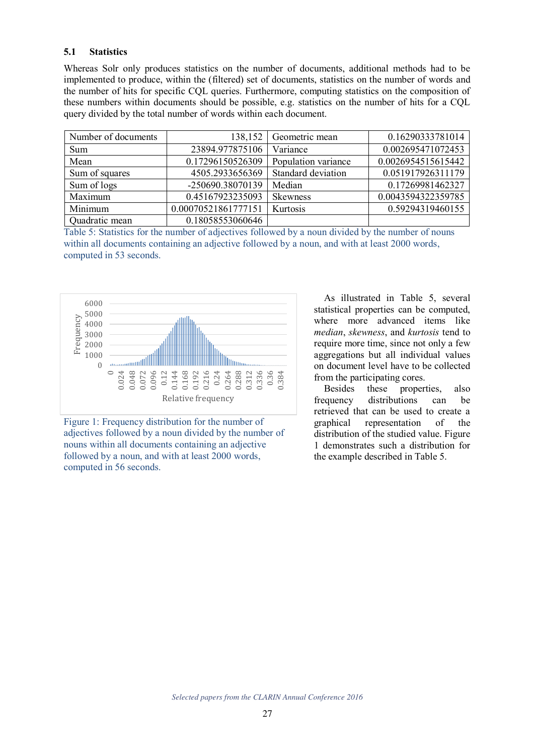### 5.1 Statistics

Whereas Solr only produces statistics on the number of documents, additional methods had to be implemented to produce, within the (filtered) set of documents, statistics on the number of words and the number of hits for specific CQL queries. Furthermore, computing statistics on the composition of these numbers within documents should be possible, e.g. statistics on the number of hits for a CQL query divided by the total number of words within each document.

| Number of documents | 138,152 | Geometric mean | 0.16290333781014 |
|---|---|---|---|
| Sum | 23894.977875106 | Variance | 0.002695471072453 |
| Mean | 0.17296150526309 | Population variance | 0.0026954515615442 |
| Sum of squares | 4505.2933656369 | Standard deviation | 0.051917926311179 |
| Sum of logs | -250690.38070139 | Median | 0.17269981462327 |
| Maximum | 0.45167923235093 | Skewness | 0.0043594322359785 |
| Minimum | 0.00070521861777151 | Kurtosis | 0.59294319460155 |
| Quadratic mean | 0.18058553060646 | | |

Table 5: Statistics for the number of adjectives followed by a noun divided by the number of nouns within all documents containing an adjective followed by a noun, and with at least 2000 words, computed in 53 seconds.

Figure 1: Frequency distribution for the number of adjectives followed by a noun divided by the number of nouns within all documents containing an adjective followed by a noun, and with at least 2000 words, computed in 56 seconds.

As illustrated in Table 5, several statistical properties can be computed, where more advanced items like *median*, *skewness*, and *kurtosis* tend to require more time, since not only a few aggregations but all individual values on document level have to be collected from the participating cores.

Besides these properties, also frequency distributions can be retrieved that can be used to create a graphical representation of the distribution of the studied value. Figure 1 demonstrates such a distribution for the example described in Table 5.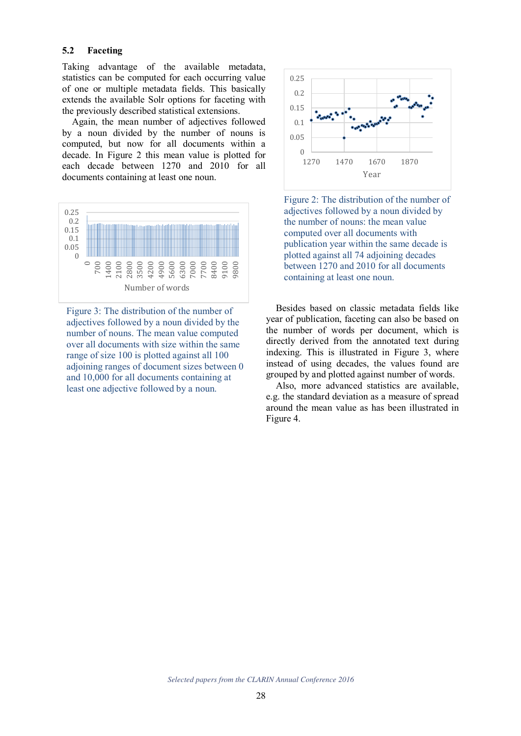### 5.2 Faceting

Taking advantage of the available metadata, statistics can be computed for each occurring value of one or multiple metadata fields. This basically extends the available Solr options for faceting with the previously described statistical extensions.

Again, the mean number of adjectives followed by a noun divided by the number of nouns is computed, but now for all documents within a decade. In Figure 2 this mean value is plotted for each decade between 1270 and 2010 for all documents containing at least one noun.

Figure 2: The distribution of the number of adjectives followed by a noun divided by the number of nouns: the mean value computed over all documents with publication year within the same decade is plotted against all 74 adjoining decades between 1270 and 2010 for all documents containing at least one noun.

Figure 3: The distribution of the number of adjectives followed by a noun divided by the number of nouns. The mean value computed over all documents with size within the same range of size 100 is plotted against all 100 adjoining ranges of document sizes between 0 and 10,000 for all documents containing at least one adjective followed by a noun.

Besides based on classic metadata fields like year of publication, faceting can also be based on the number of words per document, which is directly derived from the annotated text during indexing. This is illustrated in Figure 3, where instead of using decades, the values found are grouped by and plotted against number of words.

Also, more advanced statistics are available, e.g. the standard deviation as a measure of spread around the mean value as has been illustrated in Figure 4.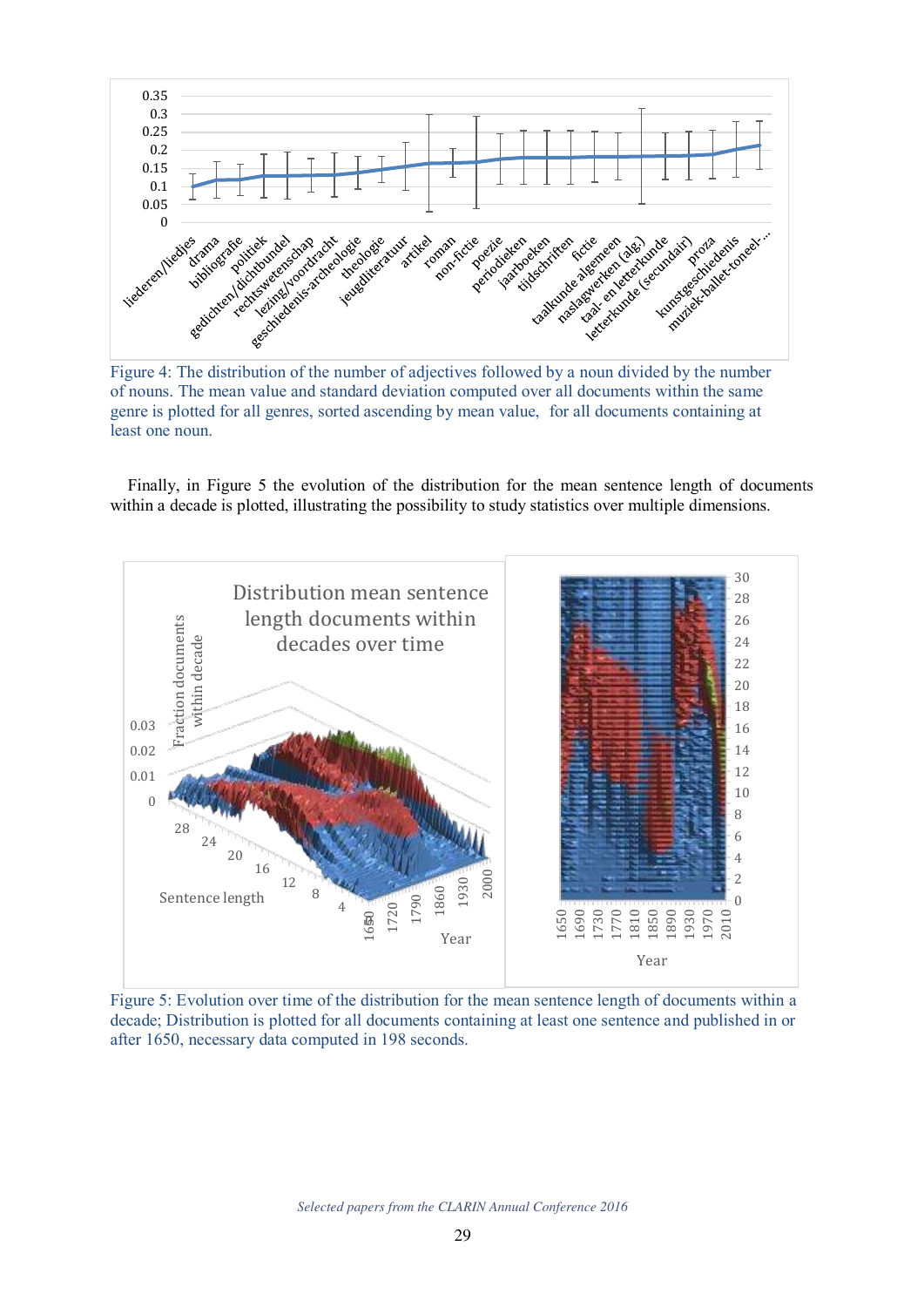Figure 4: The distribution of the number of adjectives followed by a noun divided by the number of nouns. The mean value and standard deviation computed over all documents within the same genre is plotted for all genres, sorted ascending by mean value, for all documents containing at least one noun.

Finally, in Figure 5 the evolution of the distribution for the mean sentence length of documents within a decade is plotted, illustrating the possibility to study statistics over multiple dimensions.

Figure 5: Evolution over time of the distribution for the mean sentence length of documents within a decade; Distribution is plotted for all documents containing at least one sentence and published in or after 1650, necessary data computed in 198 seconds.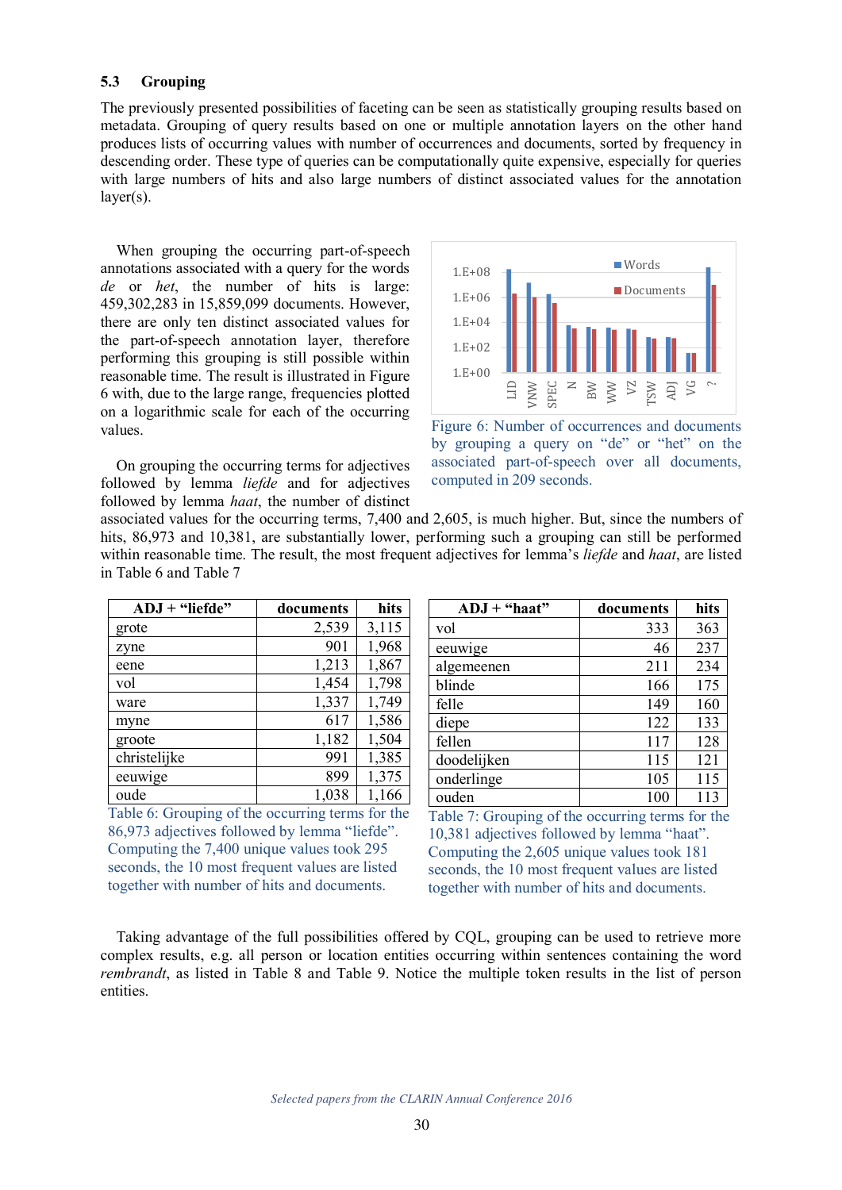### 5.3 Grouping

The previously presented possibilities of faceting can be seen as statistically grouping results based on metadata. Grouping of query results based on one or multiple annotation layers on the other hand produces lists of occurring values with number of occurrences and documents, sorted by frequency in descending order. These type of queries can be computationally quite expensive, especially for queries with large numbers of hits and also large numbers of distinct associated values for the annotation layer(s).

When grouping the occurring part-of-speech annotations associated with a query for the words *de* or *het*, the number of hits is large: 459,302,283 in 15,859,099 documents. However, there are only ten distinct associated values for the part-of-speech annotation layer, therefore performing this grouping is still possible within reasonable time. The result is illustrated in Figure 6 with, due to the large range, frequencies plotted on a logarithmic scale for each of the occurring values.

Figure 6: Number of occurrences and documents by grouping a query on "de" or "het" on the associated part-of-speech over all documents, computed in 209 seconds.

On grouping the occurring terms for adjectives followed by lemma *liefde* and for adjectives followed by lemma *haat*, the number of distinct associated values for the occurring terms, 7,400 and 2,605, is much higher. But, since the numbers of hits, 86,973 and 10,381, are substantially lower, performing such a grouping can still be performed within reasonable time. The result, the most frequent adjectives for lemma's *liefde* and *haat*, are listed in Table 6 and Table 7

| ADJ + "liefde" | documents | hits |
|---|---|---|
| grote | 2,539 | 3,115 |
| zyne | 901 | 1,968 |
| eene | 1,213 | 1,867 |
| vol | 1,454 | 1,798 |
| ware | 1,337 | 1,749 |
| myne | 617 | 1,586 |
| groote | 1,182 | 1,504 |
| christelijke | 991 | 1,385 |
| eeuwige | 899 | 1,375 |
| oude | 1,038 | 1,166 |

Table 6: Grouping of the occurring terms for the 86,973 adjectives followed by lemma "liefde". Computing the 7,400 unique values took 295 seconds, the 10 most frequent values are listed together with number of hits and documents.

| ADJ + "haat" | documents | hits |
|---|---|---|
| vol | 333 | 363 |
| eeuwige | 46 | 237 |
| algemeenen | 211 | 234 |
| blinde | 166 | 175 |
| felle | 149 | 160 |
| diepe | 122 | 133 |
| fellen | 117 | 128 |
| doodelijken | 115 | 121 |
| onderlinge | 105 | 115 |
| ouden | 100 | 113 |

Table 7: Grouping of the occurring terms for the 10,381 adjectives followed by lemma "haat". Computing the 2,605 unique values took 181 seconds, the 10 most frequent values are listed together with number of hits and documents.

Taking advantage of the full possibilities offered by CQL, grouping can be used to retrieve more complex results, e.g. all person or location entities occurring within sentences containing the word *rembrandt*, as listed in Table 8 and Table 9. Notice the multiple token results in the list of person entities.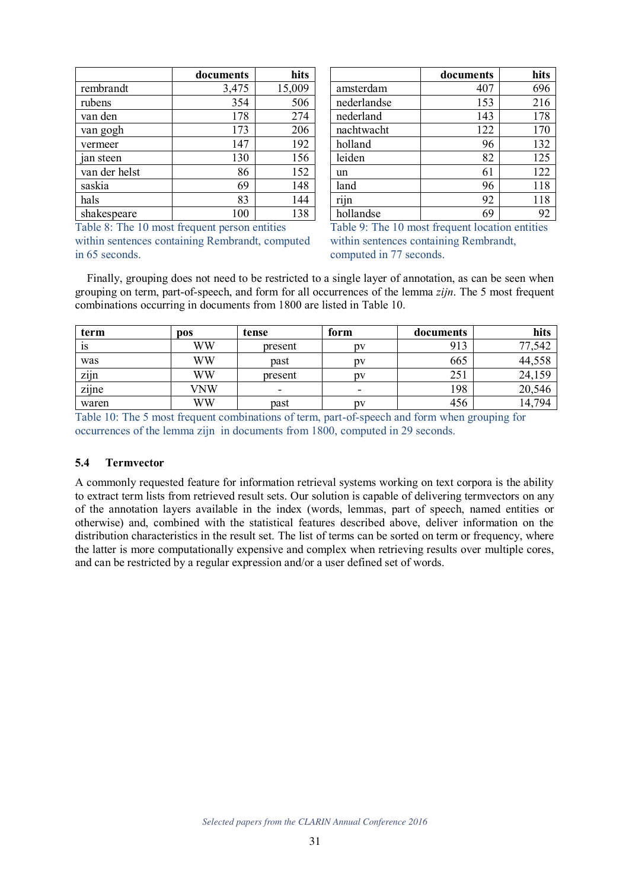| | documents | hits |
|---|---|---|
| rembrandt | 3,475 | 15,009 |
| rubens | 354 | 506 |
| van den | 178 | 274 |
| van gogh | 173 | 206 |
| vermeer | 147 | 192 |
| jan steen | 130 | 156 |
| van der helst | 86 | 152 |
| saskia | 69 | 148 |
| hals | 83 | 144 |
| shakespeare | 100 | 138 |

Table 8: The 10 most frequent person entities within sentences containing Rembrandt, computed in 65 seconds.

| | documents | hits |
|---|---|---|
| amsterdam | 407 | 696 |
| nederlandse | 153 | 216 |
| nederland | 143 | 178 |
| nachtwacht | 122 | 170 |
| holland | 96 | 132 |
| leiden | 82 | 125 |
| un | 61 | 122 |
| land | 96 | 118 |
| rijn | 92 | 118 |
| hollandse | 69 | 92 |

Table 9: The 10 most frequent location entities within sentences containing Rembrandt, computed in 77 seconds.

Finally, grouping does not need to be restricted to a single layer of annotation, as can be seen when grouping on term, part-of-speech, and form for all occurrences of the lemma *zijn*. The 5 most frequent combinations occurring in documents from 1800 are listed in Table 10.

| term | pos | tense | form | documents | hits |
|---|---|---|---|---|---|
| is | WW | present | pv | 913 | 77,542 |
| was | WW | past | pv | 665 | 44,558 |
| zijn | WW | present | pv | 251 | 24,159 |
| zijne | VNW | - | - | 198 | 20,546 |
| waren | WW | past | pv | 456 | 14,794 |

Table 10: The 5 most frequent combinations of term, part-of-speech and form when grouping for occurrences of the lemma zijn in documents from 1800, computed in 29 seconds.

### 5.4 Termvector

A commonly requested feature for information retrieval systems working on text corpora is the ability to extract term lists from retrieved result sets. Our solution is capable of delivering termvectors on any of the annotation layers available in the index (words, lemmas, part of speech, named entities or otherwise) and, combined with the statistical features described above, deliver information on the distribution characteristics in the result set. The list of terms can be sorted on term or frequency, where the latter is more computationally expensive and complex when retrieving results over multiple cores, and can be restricted by a regular expression and/or a user defined set of words.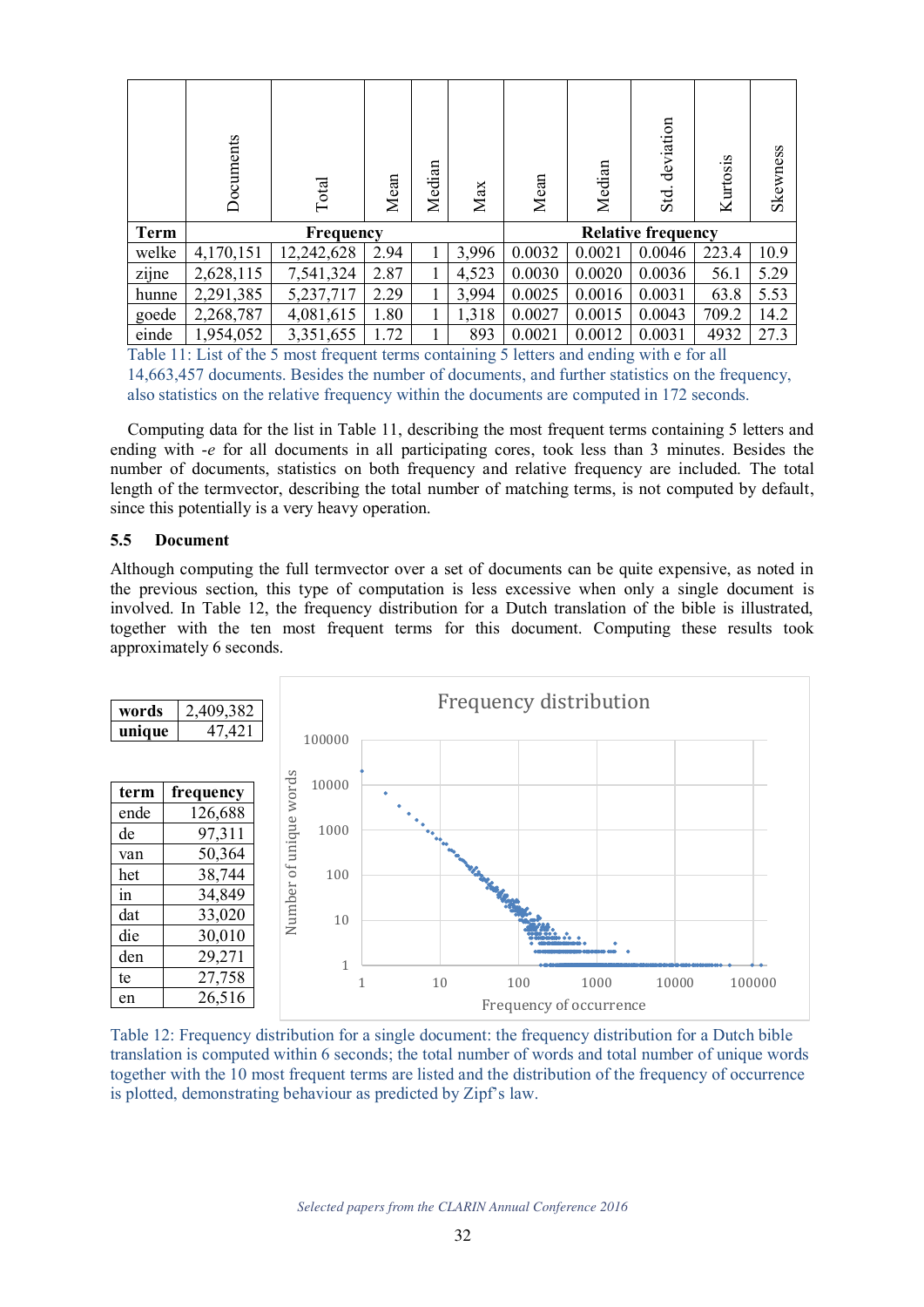| Term | Documents | Total | Mean | Median | Max | Mean | Median | Std. deviation | Kurtosis | Skewness |
|---|---|---|---|---|---|---|---|---|---|---|
| | Frequency | | | | | Relative frequency | | | | |
| welke | 4,170,151 | 12,242,628 | 2.94 | 1 | 3,996 | 0.0032 | 0.0021 | 0.0046 | 223.4 | 10.9 |
| zijne | 2,628,115 | 7,541,324 | 2.87 | 1 | 4,523 | 0.0030 | 0.0020 | 0.0036 | 56.1 | 5.29 |
| hunne | 2,291,385 | 5,237,717 | 2.29 | 1 | 3,994 | 0.0025 | 0.0016 | 0.0031 | 63.8 | 5.53 |
| goede | 2,268,787 | 4,081,615 | 1.80 | 1 | 1,318 | 0.0027 | 0.0015 | 0.0043 | 709.2 | 14.2 |
| einde | 1,954,052 | 3,351,655 | 1.72 | 1 | 893 | 0.0021 | 0.0012 | 0.0031 | 4932 | 27.3 |

Table 11: List of the 5 most frequent terms containing 5 letters and ending with e for all 14,663,457 documents. Besides the number of documents, and further statistics on the frequency, also statistics on the relative frequency within the documents are computed in 172 seconds.

Computing data for the list in Table 11, describing the most frequent terms containing 5 letters and ending with *-e* for all documents in all participating cores, took less than 3 minutes. Besides the number of documents, statistics on both frequency and relative frequency are included. The total length of the termvector, describing the total number of matching terms, is not computed by default, since this potentially is a very heavy operation.

### 5.5 Document

Although computing the full termvector over a set of documents can be quite expensive, as noted in the previous section, this type of computation is less excessive when only a single document is involved. In Table 12, the frequency distribution for a Dutch translation of the bible is illustrated, together with the ten most frequent terms for this document. Computing these results took approximately 6 seconds.

| words | 2,409,382 |
|---|---|
| unique | 47,421 |

| term | frequency |
|---|---|
| ende | 126,688 |
| de | 97,311 |
| van | 50,364 |
| het | 38,744 |
| in | 34,849 |
| dat | 33,020 |
| die | 30,010 |
| den | 29,271 |
| te | 27,758 |
| en | 26,516 |

Table 12: Frequency distribution for a single document: the frequency distribution for a Dutch bible translation is computed within 6 seconds; the total number of words and total number of unique words together with the 10 most frequent terms are listed and the distribution of the frequency of occurrence is plotted, demonstrating behaviour as predicted by Zipf's law.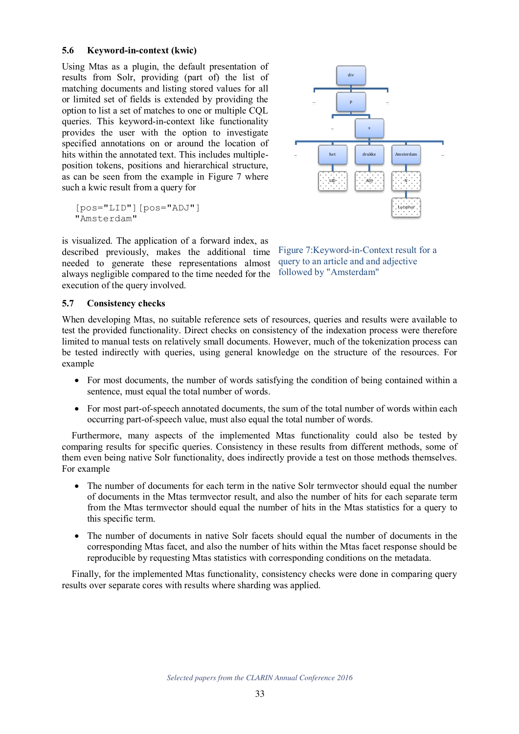### 5.6 Keyword-in-context (kwic)

Using Mtas as a plugin, the default presentation of results from Solr, providing (part of) the list of matching documents and listing stored values for all or limited set of fields is extended by providing the option to list a set of matches to one or multiple CQL queries. This keyword-in-context like functionality provides the user with the option to investigate specified annotations on or around the location of hits within the annotated text. This includes multiple-position tokens, positions and hierarchical structure, as can be seen from the example in Figure 7 where such a kwic result from a query for

```
[pos="LID"][pos="ADJ"]
"Amsterdam"
```

is visualized. The application of a forward index, as described previously, makes the additional time needed to generate these representations almost always negligible compared to the time needed for the execution of the query involved.

Figure 7:Keyword-in-Context result for a query to an article and and adjective followed by "Amsterdam"

### 5.7 Consistency checks

When developing Mtas, no suitable reference sets of resources, queries and results were available to test the provided functionality. Direct checks on consistency of the indexation process were therefore limited to manual tests on relatively small documents. However, much of the tokenization process can be tested indirectly with queries, using general knowledge on the structure of the resources. For example

- For most documents, the number of words satisfying the condition of being contained within a sentence, must equal the total number of words.
- For most part-of-speech annotated documents, the sum of the total number of words within each occurring part-of-speech value, must also equal the total number of words.

Furthermore, many aspects of the implemented Mtas functionality could also be tested by comparing results for specific queries. Consistency in these results from different methods, some of them even being native Solr functionality, does indirectly provide a test on those methods themselves. For example

- The number of documents for each term in the native Solr termvector should equal the number of documents in the Mtas termvector result, and also the number of hits for each separate term from the Mtas termvector should equal the number of hits in the Mtas statistics for a query to this specific term.
- The number of documents in native Solr facets should equal the number of documents in the corresponding Mtas facet, and also the number of hits within the Mtas facet response should be reproducible by requesting Mtas statistics with corresponding conditions on the metadata.

Finally, for the implemented Mtas functionality, consistency checks were done in comparing query results over separate cores with results where sharding was applied.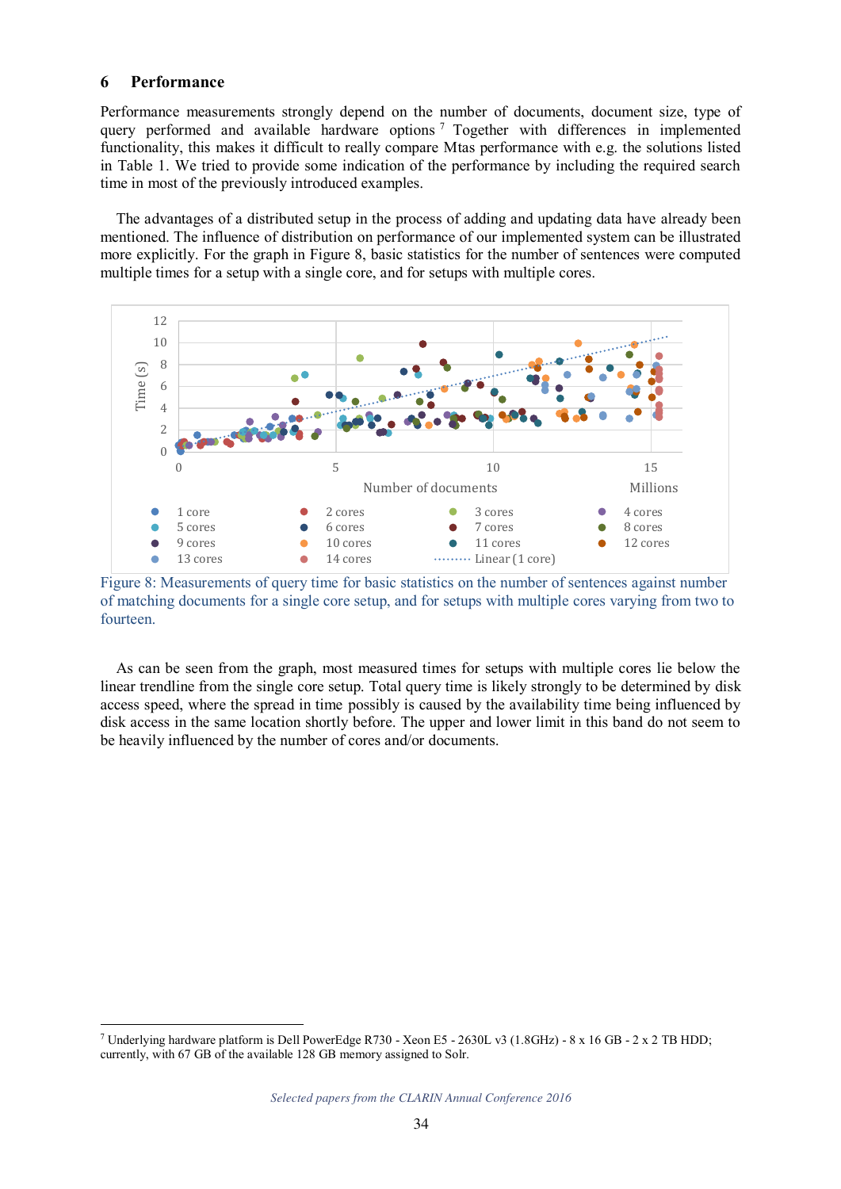## 6 Performance

Performance measurements strongly depend on the number of documents, document size, type of query performed and available hardware options [7] Together with differences in implemented functionality, this makes it difficult to really compare Mtas performance with e.g. the solutions listed in Table 1. We tried to provide some indication of the performance by including the required search time in most of the previously introduced examples.

The advantages of a distributed setup in the process of adding and updating data have already been mentioned. The influence of distribution on performance of our implemented system can be illustrated more explicitly. For the graph in Figure 8, basic statistics for the number of sentences were computed multiple times for a setup with a single core, and for setups with multiple cores.

Figure 8: Measurements of query time for basic statistics on the number of sentences against number of matching documents for a single core setup, and for setups with multiple cores varying from two to fourteen.

As can be seen from the graph, most measured times for setups with multiple cores lie below the linear trendline from the single core setup. Total query time is likely strongly to be determined by disk access speed, where the spread in time possibly is caused by the availability time being influenced by disk access in the same location shortly before. The upper and lower limit in this band do not seem to be heavily influenced by the number of cores and/or documents.

---

[7] Underlying hardware platform is Dell PowerEdge R730 - Xeon E5 - 2630L v3 (1.8GHz) - 8 x 16 GB - 2 x 2 TB HDD; currently, with 67 GB of the available 128 GB memory assigned to Solr.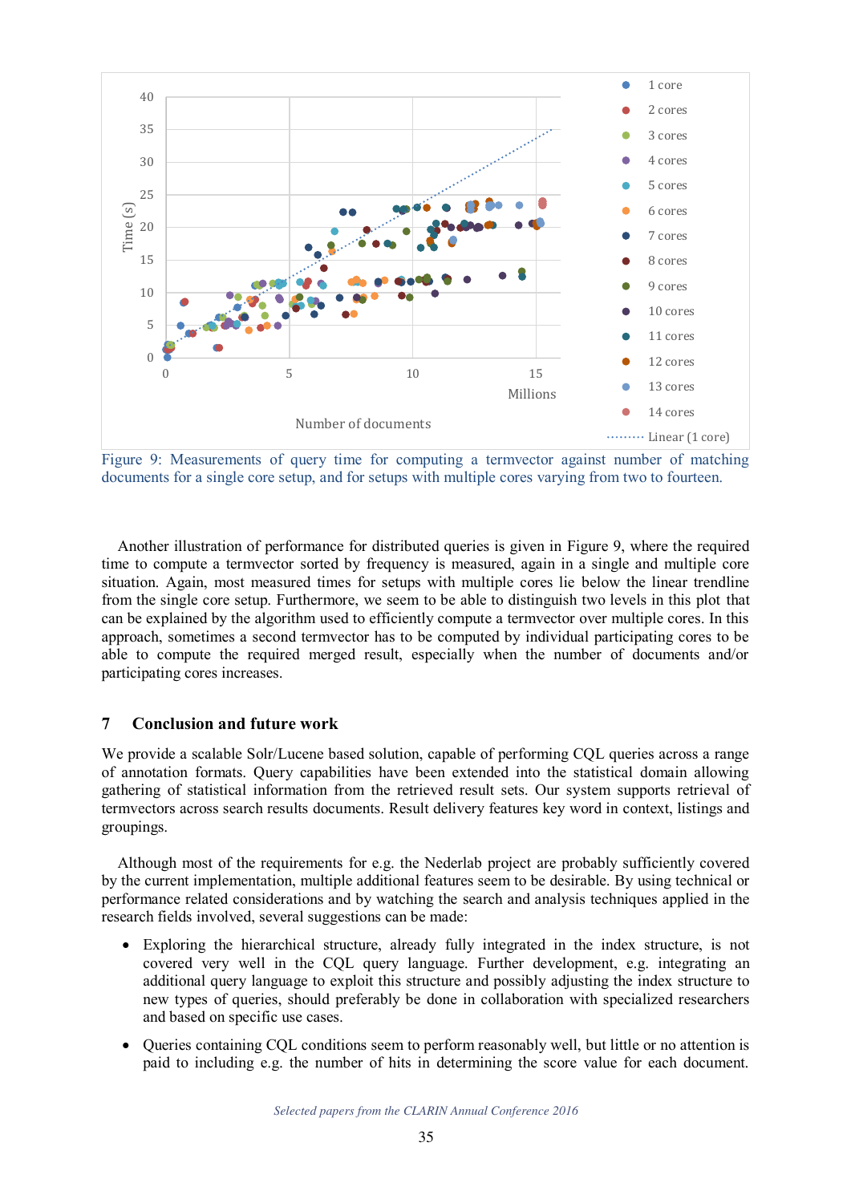Figure 9: Measurements of query time for computing a termvector against number of matching documents for a single core setup, and for setups with multiple cores varying from two to fourteen.

Another illustration of performance for distributed queries is given in Figure 9, where the required time to compute a termvector sorted by frequency is measured, again in a single and multiple core situation. Again, most measured times for setups with multiple cores lie below the linear trendline from the single core setup. Furthermore, we seem to be able to distinguish two levels in this plot that can be explained by the algorithm used to efficiently compute a termvector over multiple cores. In this approach, sometimes a second termvector has to be computed by individual participating cores to be able to compute the required merged result, especially when the number of documents and/or participating cores increases.

## 7 Conclusion and future work

We provide a scalable Solr/Lucene based solution, capable of performing CQL queries across a range of annotation formats. Query capabilities have been extended into the statistical domain allowing gathering of statistical information from the retrieved result sets. Our system supports retrieval of termvectors across search results documents. Result delivery features key word in context, listings and groupings.

Although most of the requirements for e.g. the Nederlab project are probably sufficiently covered by the current implementation, multiple additional features seem to be desirable. By using technical or performance related considerations and by watching the search and analysis techniques applied in the research fields involved, several suggestions can be made:

- Exploring the hierarchical structure, already fully integrated in the index structure, is not covered very well in the CQL query language. Further development, e.g. integrating an additional query language to exploit this structure and possibly adjusting the index structure to new types of queries, should preferably be done in collaboration with specialized researchers and based on specific use cases.
- Queries containing CQL conditions seem to perform reasonably well, but little or no attention is paid to including e.g. the number of hits in determining the score value for each document.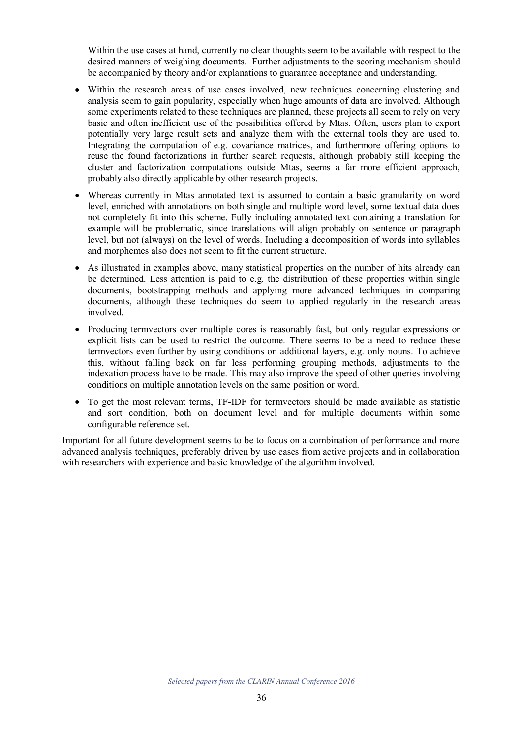Within the use cases at hand, currently no clear thoughts seem to be available with respect to the desired manners of weighing documents. Further adjustments to the scoring mechanism should be accompanied by theory and/or explanations to guarantee acceptance and understanding.

- Within the research areas of use cases involved, new techniques concerning clustering and analysis seem to gain popularity, especially when huge amounts of data are involved. Although some experiments related to these techniques are planned, these projects all seem to rely on very basic and often inefficient use of the possibilities offered by Mtas. Often, users plan to export potentially very large result sets and analyze them with the external tools they are used to. Integrating the computation of e.g. covariance matrices, and furthermore offering options to reuse the found factorizations in further search requests, although probably still keeping the cluster and factorization computations outside Mtas, seems a far more efficient approach, probably also directly applicable by other research projects.
- Whereas currently in Mtas annotated text is assumed to contain a basic granularity on word level, enriched with annotations on both single and multiple word level, some textual data does not completely fit into this scheme. Fully including annotated text containing a translation for example will be problematic, since translations will align probably on sentence or paragraph level, but not (always) on the level of words. Including a decomposition of words into syllables and morphemes also does not seem to fit the current structure.
- As illustrated in examples above, many statistical properties on the number of hits already can be determined. Less attention is paid to e.g. the distribution of these properties within single documents, bootstrapping methods and applying more advanced techniques in comparing documents, although these techniques do seem to applied regularly in the research areas involved.
- Producing termvectors over multiple cores is reasonably fast, but only regular expressions or explicit lists can be used to restrict the outcome. There seems to be a need to reduce these termvectors even further by using conditions on additional layers, e.g. only nouns. To achieve this, without falling back on far less performing grouping methods, adjustments to the indexation process have to be made. This may also improve the speed of other queries involving conditions on multiple annotation levels on the same position or word.
- To get the most relevant terms, TF-IDF for termvectors should be made available as statistic and sort condition, both on document level and for multiple documents within some configurable reference set.

Important for all future development seems to be to focus on a combination of performance and more advanced analysis techniques, preferably driven by use cases from active projects and in collaboration with researchers with experience and basic knowledge of the algorithm involved.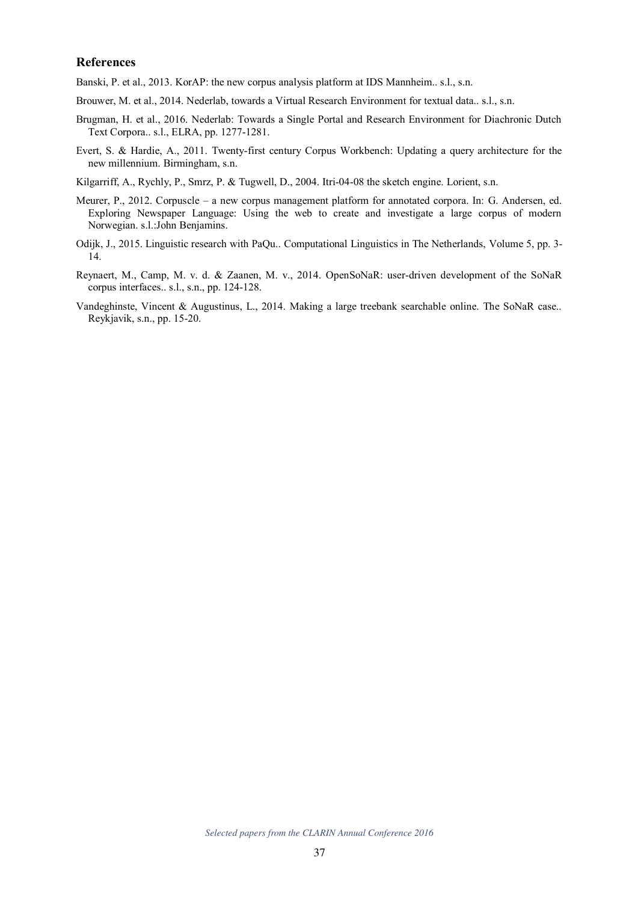## References

Banski, P. et al., 2013. KorAP: the new corpus analysis platform at IDS Mannheim.. s.l., s.n.

Brouwer, M. et al., 2014. Nederlab, towards a Virtual Research Environment for textual data.. s.l., s.n.

Brugman, H. et al., 2016. Nederlab: Towards a Single Portal and Research Environment for Diachronic Dutch Text Corpora.. s.l., ELRA, pp. 1277-1281.

Evert, S. & Hardie, A., 2011. Twenty-first century Corpus Workbench: Updating a query architecture for the new millennium. Birmingham, s.n.

Kilgarriff, A., Rychly, P., Smrz, P. & Tugwell, D., 2004. Itri-04-08 the sketch engine. Lorient, s.n.

Meurer, P., 2012. Corpuscle – a new corpus management platform for annotated corpora. In: G. Andersen, ed. Exploring Newspaper Language: Using the web to create and investigate a large corpus of modern Norwegian. s.l.:John Benjamins.

Odijk, J., 2015. Linguistic research with PaQu.. Computational Linguistics in The Netherlands, Volume 5, pp. 3-14.

Reynaert, M., Camp, M. v. d. & Zaanen, M. v., 2014. OpenSoNaR: user-driven development of the SoNaR corpus interfaces.. s.l., s.n., pp. 124-128.

Vandeghinste, Vincent & Augustinus, L., 2014. Making a large treebank searchable online. The SoNaR case.. Reykjavik, s.n., pp. 15-20.